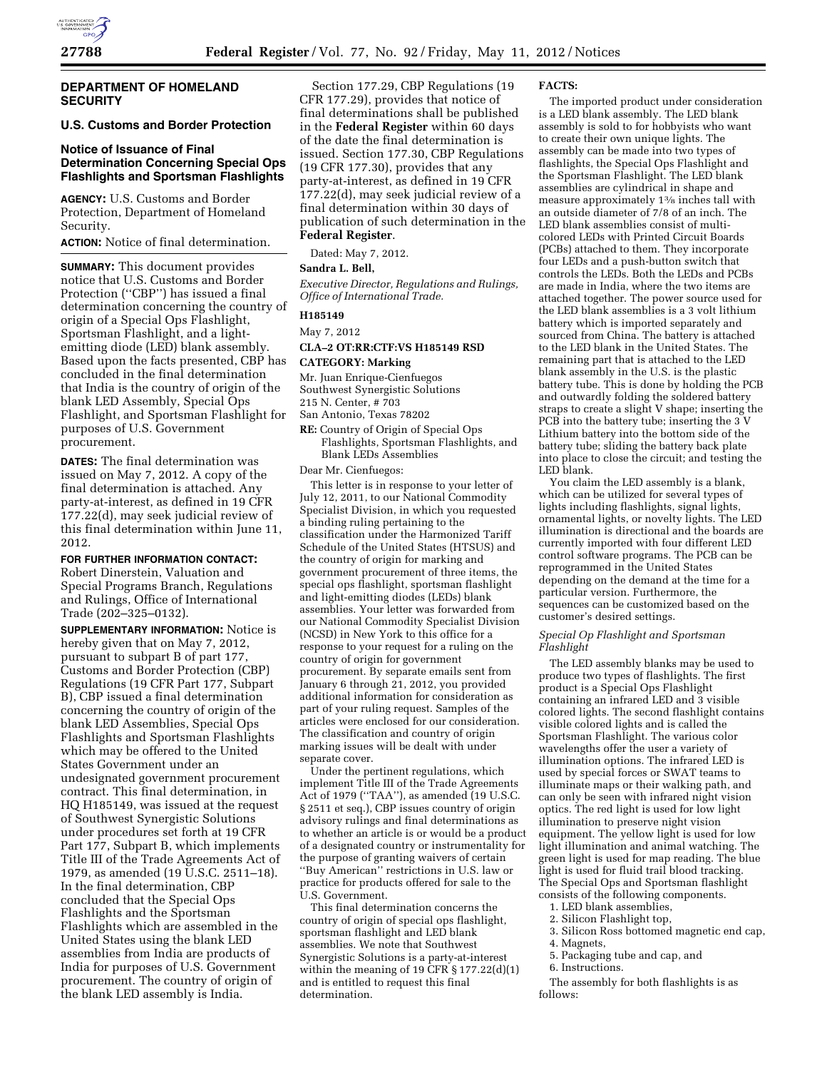## DEPARTMENT OF HOMELAND SECURITY

### U.S. Customs and Border Protection

### Notice of Issuance of Final Determination Concerning Special Ops Flashlights and Sportsman Flashlights

**AGENCY:** U.S. Customs and Border Protection, Department of Homeland Security.

**ACTION:** Notice of final determination.

**SUMMARY:** This document provides notice that U.S. Customs and Border Protection (''CBP'') has issued a final determination concerning the country of origin of a Special Ops Flashlight, Sportsman Flashlight, and a light-emitting diode (LED) blank assembly. Based upon the facts presented, CBP has concluded in the final determination that India is the country of origin of the blank LED Assembly, Special Ops Flashlight, and Sportsman Flashlight for purposes of U.S. Government procurement.

**DATES:** The final determination was issued on May 7, 2012. A copy of the final determination is attached. Any party-at-interest, as defined in 19 CFR 177.22(d), may seek judicial review of this final determination within June 11, 2012.

**FOR FURTHER INFORMATION CONTACT:** Robert Dinerstein, Valuation and Special Programs Branch, Regulations and Rulings, Office of International Trade (202–325–0132).

**SUPPLEMENTARY INFORMATION:** Notice is hereby given that on May 7, 2012, pursuant to subpart B of part 177, Customs and Border Protection (CBP) Regulations (19 CFR Part 177, Subpart B), CBP issued a final determination concerning the country of origin of the blank LED Assemblies, Special Ops Flashlights and Sportsman Flashlights which may be offered to the United States Government under an undesignated government procurement contract. This final determination, in HQ H185149, was issued at the request of Southwest Synergistic Solutions under procedures set forth at 19 CFR Part 177, Subpart B, which implements Title III of the Trade Agreements Act of 1979, as amended (19 U.S.C. 2511–18). In the final determination, CBP concluded that the Special Ops Flashlights and the Sportsman Flashlights which are assembled in the United States using the blank LED assemblies from India are products of India for purposes of U.S. Government procurement. The country of origin of the blank LED assembly is India.

Section 177.29, CBP Regulations (19 CFR 177.29), provides that notice of final determinations shall be published in the **Federal Register** within 60 days of the date the final determination is issued. Section 177.30, CBP Regulations (19 CFR 177.30), provides that any party-at-interest, as defined in 19 CFR 177.22(d), may seek judicial review of a final determination within 30 days of publication of such determination in the **Federal Register**.

Dated: May 7, 2012.

**Sandra L. Bell,**

*Executive Director, Regulations and Rulings, Office of International Trade.*

**H185149**

May 7, 2012

**CLA–2 OT:RR:CTF:VS H185149 RSD**

**CATEGORY: Marking**

Mr. Juan Enrique-Cienfuegos
Southwest Synergistic Solutions
215 N. Center, # 703
San Antonio, Texas 78202

**RE:** Country of Origin of Special Ops Flashlights, Sportsman Flashlights, and Blank LEDs Assemblies

Dear Mr. Cienfuegos:

This letter is in response to your letter of July 12, 2011, to our National Commodity Specialist Division, in which you requested a binding ruling pertaining to the classification under the Harmonized Tariff Schedule of the United States (HTSUS) and the country of origin for marking and government procurement of three items, the special ops flashlight, sportsman flashlight and light-emitting diodes (LEDs) blank assemblies. Your letter was forwarded from our National Commodity Specialist Division (NCSD) in New York to this office for a response to your request for a ruling on the country of origin for government procurement. By separate emails sent from January 6 through 21, 2012, you provided additional information for consideration as part of your ruling request. Samples of the articles were enclosed for our consideration. The classification and country of origin marking issues will be dealt with under separate cover.

Under the pertinent regulations, which implement Title III of the Trade Agreements Act of 1979 (''TAA''), as amended (19 U.S.C. § 2511 et seq.), CBP issues country of origin advisory rulings and final determinations as to whether an article is or would be a product of a designated country or instrumentality for the purpose of granting waivers of certain ''Buy American'' restrictions in U.S. law or practice for products offered for sale to the U.S. Government.

This final determination concerns the country of origin of special ops flashlight, sportsman flashlight and LED blank assemblies. We note that Southwest Synergistic Solutions is a party-at-interest within the meaning of 19 CFR § 177.22(d)(1) and is entitled to request this final determination.

**FACTS:**

The imported product under consideration is a LED blank assembly. The LED blank assembly is sold to for hobbyists who want to create their own unique lights. The assembly can be made into two types of flashlights, the Special Ops Flashlight and the Sportsman Flashlight. The LED blank assemblies are cylindrical in shape and measure approximately 1⅜ inches tall with an outside diameter of 7/8 of an inch. The LED blank assemblies consist of multi-colored LEDs with Printed Circuit Boards (PCBs) attached to them. They incorporate four LEDs and a push-button switch that controls the LEDs. Both the LEDs and PCBs are made in India, where the two items are attached together. The power source used for the LED blank assemblies is a 3 volt lithium battery which is imported separately and sourced from China. The battery is attached to the LED blank in the United States. The remaining part that is attached to the LED blank assembly in the U.S. is the plastic battery tube. This is done by holding the PCB and outwardly folding the soldered battery straps to create a slight V shape; inserting the PCB into the battery tube; inserting the 3 V Lithium battery into the bottom side of the battery tube; sliding the battery back plate into place to close the circuit; and testing the LED blank.

You claim the LED assembly is a blank, which can be utilized for several types of lights including flashlights, signal lights, ornamental lights, or novelty lights. The LED illumination is directional and the boards are currently imported with four different LED control software programs. The PCB can be reprogrammed in the United States depending on the demand at the time for a particular version. Furthermore, the sequences can be customized based on the customer's desired settings.

*Special Op Flashlight and Sportsman Flashlight*

The LED assembly blanks may be used to produce two types of flashlights. The first product is a Special Ops Flashlight containing an infrared LED and 3 visible colored lights. The second flashlight contains visible colored lights and is called the Sportsman Flashlight. The various color wavelengths offer the user a variety of illumination options. The infrared LED is used by special forces or SWAT teams to illuminate maps or their walking path, and can only be seen with infrared night vision optics. The red light is used for low light illumination to preserve night vision equipment. The yellow light is used for low light illumination and animal watching. The green light is used for map reading. The blue light is used for fluid trail blood tracking. The Special Ops and Sportsman flashlight consists of the following components.

1. LED blank assemblies,
2. Silicon Flashlight top,
3. Silicon Ross bottomed magnetic end cap,
4. Magnets,
5. Packaging tube and cap, and
6. Instructions.

The assembly for both flashlights is as follows: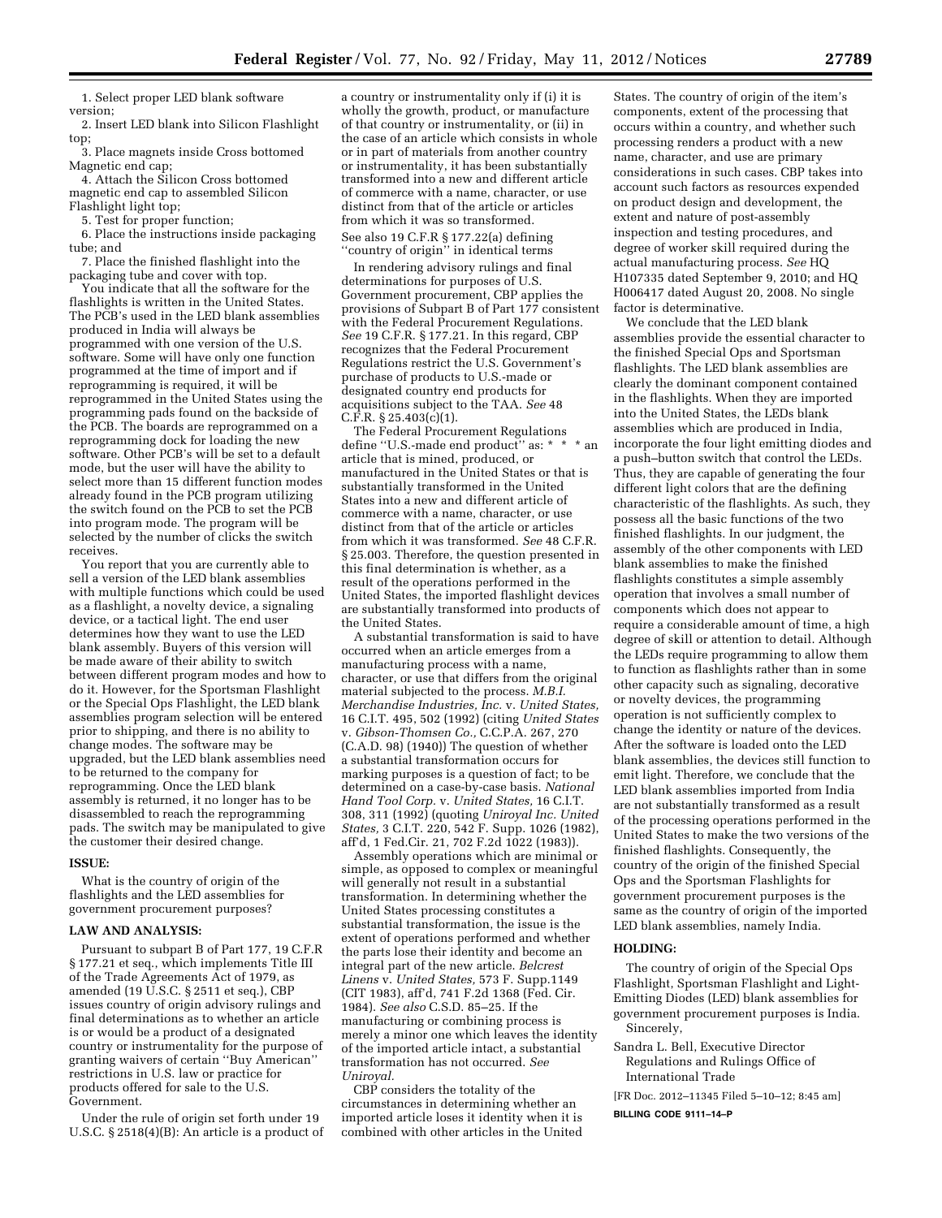1. Select proper LED blank software version;

2. Insert LED blank into Silicon Flashlight top;

3. Place magnets inside Cross bottomed Magnetic end cap;

4. Attach the Silicon Cross bottomed magnetic end cap to assembled Silicon Flashlight light top;

5. Test for proper function;

6. Place the instructions inside packaging tube; and

7. Place the finished flashlight into the packaging tube and cover with top.

You indicate that all the software for the flashlights is written in the United States. The PCB's used in the LED blank assemblies produced in India will always be programmed with one version of the U.S. software. Some will have only one function programmed at the time of import and if reprogramming is required, it will be reprogrammed in the United States using the programming pads found on the backside of the PCB. The boards are reprogrammed on a reprogramming dock for loading the new software. Other PCB's will be set to a default mode, but the user will have the ability to select more than 15 different function modes already found in the PCB program utilizing the switch found on the PCB to set the PCB into program mode. The program will be selected by the number of clicks the switch receives.

You report that you are currently able to sell a version of the LED blank assemblies with multiple functions which could be used as a flashlight, a novelty device, a signaling device, or a tactical light. The end user determines how they want to use the LED blank assembly. Buyers of this version will be made aware of their ability to switch between different program modes and how to do it. However, for the Sportsman Flashlight or the Special Ops Flashlight, the LED blank assemblies program selection will be entered prior to shipping, and there is no ability to change modes. The software may be upgraded, but the LED blank assemblies need to be returned to the company for reprogramming. Once the LED blank assembly is returned, it no longer has to be disassembled to reach the reprogramming pads. The switch may be manipulated to give the customer their desired change.

## ISSUE:

What is the country of origin of the flashlights and the LED assemblies for government procurement purposes?

## LAW AND ANALYSIS:

Pursuant to subpart B of Part 177, 19 C.F.R § 177.21 et seq., which implements Title III of the Trade Agreements Act of 1979, as amended (19 U.S.C. § 2511 et seq.), CBP issues country of origin advisory rulings and final determinations as to whether an article is or would be a product of a designated country or instrumentality for the purpose of granting waivers of certain ''Buy American'' restrictions in U.S. law or practice for products offered for sale to the U.S. Government.

Under the rule of origin set forth under 19 U.S.C. § 2518(4)(B): An article is a product of a country or instrumentality only if (i) it is wholly the growth, product, or manufacture of that country or instrumentality, or (ii) in the case of an article which consists in whole or in part of materials from another country or instrumentality, it has been substantially transformed into a new and different article of commerce with a name, character, or use distinct from that of the article or articles from which it was so transformed.

See also 19 C.F.R § 177.22(a) defining ''country of origin'' in identical terms

In rendering advisory rulings and final determinations for purposes of U.S. Government procurement, CBP applies the provisions of Subpart B of Part 177 consistent with the Federal Procurement Regulations. *See* 19 C.F.R. § 177.21. In this regard, CBP recognizes that the Federal Procurement Regulations restrict the U.S. Government's purchase of products to U.S.-made or designated country end products for acquisitions subject to the TAA. *See* 48 C.F.R. § 25.403(c)(1).

The Federal Procurement Regulations define ''U.S.-made end product'' as: * * * an article that is mined, produced, or manufactured in the United States or that is substantially transformed in the United States into a new and different article of commerce with a name, character, or use distinct from that of the article or articles from which it was transformed. *See* 48 C.F.R. § 25.003. Therefore, the question presented in this final determination is whether, as a result of the operations performed in the United States, the imported flashlight devices are substantially transformed into products of the United States.

A substantial transformation is said to have occurred when an article emerges from a manufacturing process with a name, character, or use that differs from the original material subjected to the process. *M.B.I. Merchandise Industries, Inc.* v. *United States,* 16 C.I.T. 495, 502 (1992) (citing *United States* v. *Gibson-Thomsen Co.,* C.C.P.A. 267, 270 (C.A.D. 98) (1940)) The question of whether a substantial transformation occurs for marking purposes is a question of fact; to be determined on a case-by-case basis. *National Hand Tool Corp.* v. *United States,* 16 C.I.T. 308, 311 (1992) (quoting *Uniroyal Inc. United States,* 3 C.I.T. 220, 542 F. Supp. 1026 (1982), aff'd, 1 Fed.Cir. 21, 702 F.2d 1022 (1983)).

Assembly operations which are minimal or simple, as opposed to complex or meaningful will generally not result in a substantial transformation. In determining whether the United States processing constitutes a substantial transformation, the issue is the extent of operations performed and whether the parts lose their identity and become an integral part of the new article. *Belcrest Linens* v. *United States,* 573 F. Supp.1149 (CIT 1983), aff'd, 741 F.2d 1368 (Fed. Cir. 1984). *See also* C.S.D. 85–25. If the manufacturing or combining process is merely a minor one which leaves the identity of the imported article intact, a substantial transformation has not occurred. *See Uniroyal.*

CBP considers the totality of the circumstances in determining whether an imported article loses it identity when it is combined with other articles in the United States. The country of origin of the item's components, extent of the processing that occurs within a country, and whether such processing renders a product with a new name, character, and use are primary considerations in such cases. CBP takes into account such factors as resources expended on product design and development, the extent and nature of post-assembly inspection and testing procedures, and degree of worker skill required during the actual manufacturing process. *See* HQ H107335 dated September 9, 2010; and HQ H006417 dated August 20, 2008. No single factor is determinative.

We conclude that the LED blank assemblies provide the essential character to the finished Special Ops and Sportsman flashlights. The LED blank assemblies are clearly the dominant component contained in the flashlights. When they are imported into the United States, the LEDs blank assemblies which are produced in India, incorporate the four light emitting diodes and a push–button switch that control the LEDs. Thus, they are capable of generating the four different light colors that are the defining characteristic of the flashlights. As such, they possess all the basic functions of the two finished flashlights. In our judgment, the assembly of the other components with LED blank assemblies to make the finished flashlights constitutes a simple assembly operation that involves a small number of components which does not appear to require a considerable amount of time, a high degree of skill or attention to detail. Although the LEDs require programming to allow them to function as flashlights rather than in some other capacity such as signaling, decorative or novelty devices, the programming operation is not sufficiently complex to change the identity or nature of the devices. After the software is loaded onto the LED blank assemblies, the devices still function to emit light. Therefore, we conclude that the LED blank assemblies imported from India are not substantially transformed as a result of the processing operations performed in the United States to make the two versions of the finished flashlights. Consequently, the country of the origin of the finished Special Ops and the Sportsman Flashlights for government procurement purposes is the same as the country of origin of the imported LED blank assemblies, namely India.

## HOLDING:

The country of origin of the Special Ops Flashlight, Sportsman Flashlight and Light-Emitting Diodes (LED) blank assemblies for government procurement purposes is India.

Sincerely,

Sandra L. Bell, Executive Director Regulations and Rulings Office of International Trade

[FR Doc. 2012–11345 Filed 5–10–12; 8:45 am]

**BILLING CODE 9111–14–P**